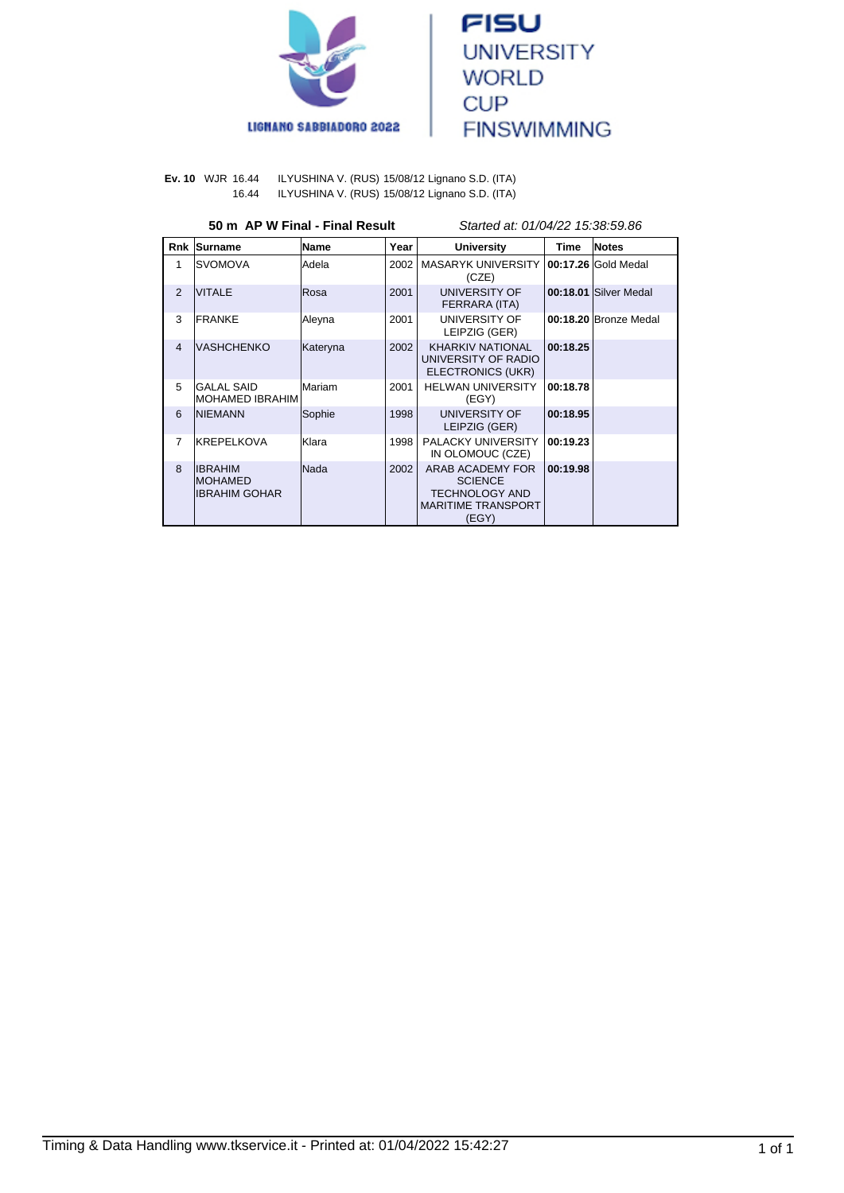LIGNANO SABBIADORO 2022

FISU UNIVERSITY WORLD CUP FINSWIMMING

**Ev. 10** WJR 16.44 ILYUSHINA V. (RUS) 15/08/12 Lignano S.D. (ITA)
16.44 ILYUSHINA V. (RUS) 15/08/12 Lignano S.D. (ITA)

**50 m AP W Final - Final Result** *Started at: 01/04/22 15:38:59.86*

| Rnk | Surname | Name | Year | University | Time | Notes |
|---|---|---|---|---|---|---|
| 1 | SVOMOVA | Adela | 2002 | MASARYK UNIVERSITY (CZE) | **00:17.26** | Gold Medal |
| 2 | VITALE | Rosa | 2001 | UNIVERSITY OF FERRARA (ITA) | **00:18.01** | Silver Medal |
| 3 | FRANKE | Aleyna | 2001 | UNIVERSITY OF LEIPZIG (GER) | **00:18.20** | Bronze Medal |
| 4 | VASHCHENKO | Kateryna | 2002 | KHARKIV NATIONAL UNIVERSITY OF RADIO ELECTRONICS (UKR) | **00:18.25** | |
| 5 | GALAL SAID MOHAMED IBRAHIM | Mariam | 2001 | HELWAN UNIVERSITY (EGY) | **00:18.78** | |
| 6 | NIEMANN | Sophie | 1998 | UNIVERSITY OF LEIPZIG (GER) | **00:18.95** | |
| 7 | KREPELKOVA | Klara | 1998 | PALACKY UNIVERSITY IN OLOMOUC (CZE) | **00:19.23** | |
| 8 | IBRAHIM MOHAMED IBRAHIM GOHAR | Nada | 2002 | ARAB ACADEMY FOR SCIENCE TECHNOLOGY AND MARITIME TRANSPORT (EGY) | **00:19.98** | |

Timing & Data Handling www.tkservice.it - Printed at: 01/04/2022 15:42:27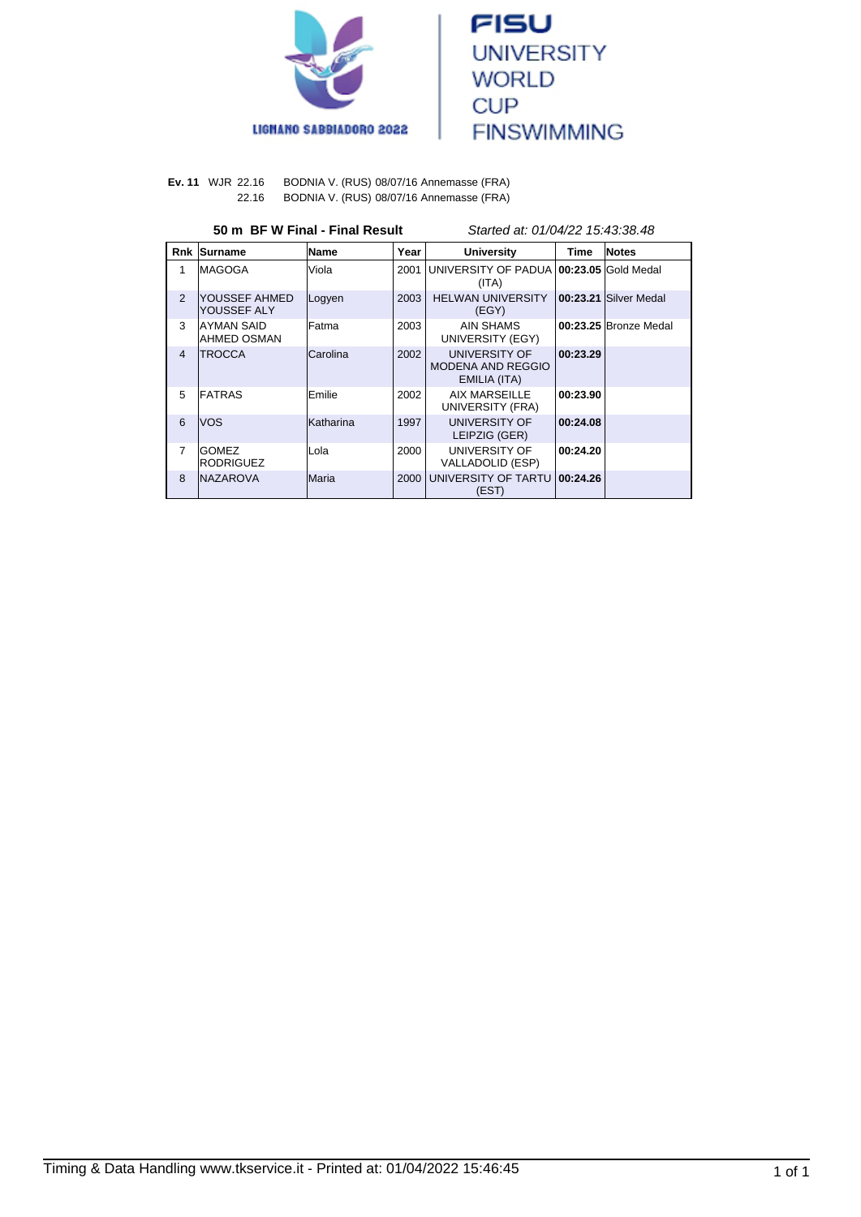LIGNANO SABBIADORO 2022

FISU UNIVERSITY WORLD CUP FINSWIMMING

**Ev. 11** WJR 22.16 BODNIA V. (RUS) 08/07/16 Annemasse (FRA)
22.16 BODNIA V. (RUS) 08/07/16 Annemasse (FRA)

**50 m BF W Final - Final Result** *Started at: 01/04/22 15:43:38.48*

| Rnk | Surname | Name | Year | University | Time | Notes |
|---|---|---|---|---|---|---|
| 1 | MAGOGA | Viola | 2001 | UNIVERSITY OF PADUA (ITA) | **00:23.05** | Gold Medal |
| 2 | YOUSSEF AHMED YOUSSEF ALY | Logyen | 2003 | HELWAN UNIVERSITY (EGY) | **00:23.21** | Silver Medal |
| 3 | AYMAN SAID AHMED OSMAN | Fatma | 2003 | AIN SHAMS UNIVERSITY (EGY) | **00:23.25** | Bronze Medal |
| 4 | TROCCA | Carolina | 2002 | UNIVERSITY OF MODENA AND REGGIO EMILIA (ITA) | **00:23.29** | |
| 5 | FATRAS | Emilie | 2002 | AIX MARSEILLE UNIVERSITY (FRA) | **00:23.90** | |
| 6 | VOS | Katharina | 1997 | UNIVERSITY OF LEIPZIG (GER) | **00:24.08** | |
| 7 | GOMEZ RODRIGUEZ | Lola | 2000 | UNIVERSITY OF VALLADOLID (ESP) | **00:24.20** | |
| 8 | NAZAROVA | Maria | 2000 | UNIVERSITY OF TARTU (EST) | **00:24.26** | |

Timing & Data Handling www.tkservice.it - Printed at: 01/04/2022 15:46:45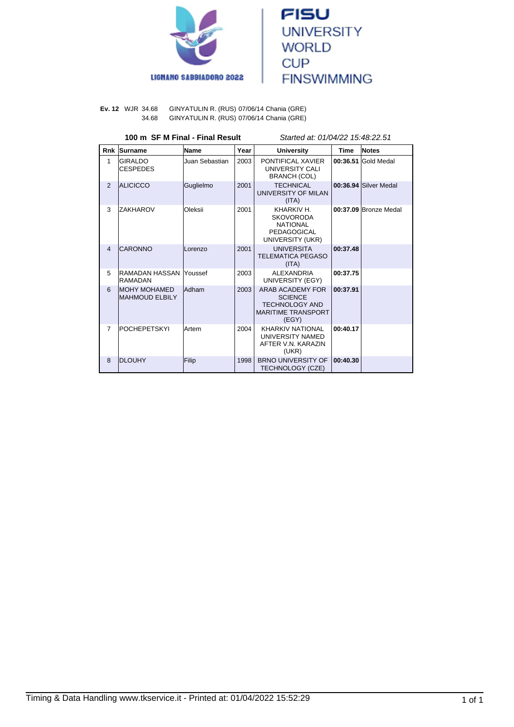LIGNANO SABBIADORO 2022

FISU UNIVERSITY WORLD CUP FINSWIMMING

**Ev. 12** WJR 34.68 GINYATULIN R. (RUS) 07/06/14 Chania (GRE)
34.68 GINYATULIN R. (RUS) 07/06/14 Chania (GRE)

**100 m SF M Final - Final Result** *Started at: 01/04/22 15:48:22.51*

| Rnk | Surname | Name | Year | University | Time | Notes |
|---|---|---|---|---|---|---|
| 1 | GIRALDO CESPEDES | Juan Sebastian | 2003 | PONTIFICAL XAVIER UNIVERSITY CALI BRANCH (COL) | **00:36.51** | Gold Medal |
| 2 | ALICICCO | Guglielmo | 2001 | TECHNICAL UNIVERSITY OF MILAN (ITA) | **00:36.94** | Silver Medal |
| 3 | ZAKHAROV | Oleksii | 2001 | KHARKIV H. SKOVORODA NATIONAL PEDAGOGICAL UNIVERSITY (UKR) | **00:37.09** | Bronze Medal |
| 4 | CARONNO | Lorenzo | 2001 | UNIVERSITA TELEMATICA PEGASO (ITA) | **00:37.48** | |
| 5 | RAMADAN HASSAN RAMADAN | Youssef | 2003 | ALEXANDRIA UNIVERSITY (EGY) | **00:37.75** | |
| 6 | MOHY MOHAMED MAHMOUD ELBILY | Adham | 2003 | ARAB ACADEMY FOR SCIENCE TECHNOLOGY AND MARITIME TRANSPORT (EGY) | **00:37.91** | |
| 7 | POCHEPETSKYI | Artem | 2004 | KHARKIV NATIONAL UNIVERSITY NAMED AFTER V.N. KARAZIN (UKR) | **00:40.17** | |
| 8 | DLOUHY | Filip | 1998 | BRNO UNIVERSITY OF TECHNOLOGY (CZE) | **00:40.30** | |

Timing & Data Handling www.tkservice.it - Printed at: 01/04/2022 15:52:29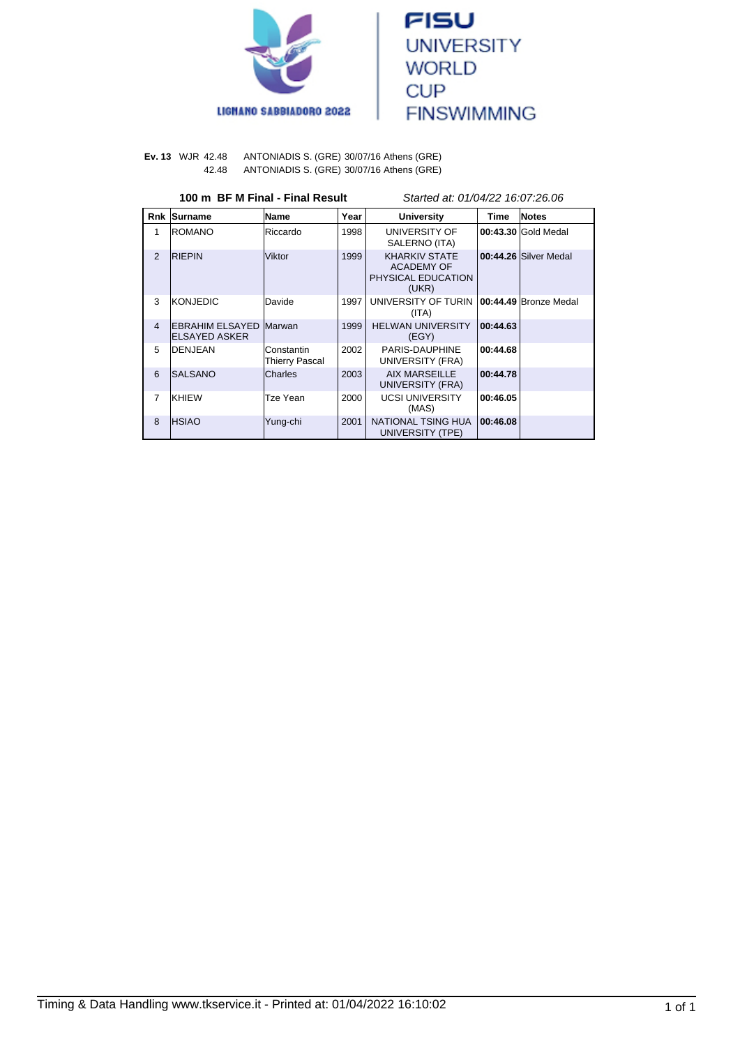LIGNANO SABBIADORO 2022

FISU UNIVERSITY WORLD CUP FINSWIMMING

**Ev. 13** WJR 42.48 ANTONIADIS S. (GRE) 30/07/16 Athens (GRE)
42.48 ANTONIADIS S. (GRE) 30/07/16 Athens (GRE)

**100 m BF M Final - Final Result** *Started at: 01/04/22 16:07:26.06*

| Rnk | Surname | Name | Year | University | Time | Notes |
|---|---|---|---|---|---|---|
| 1 | ROMANO | Riccardo | 1998 | UNIVERSITY OF SALERNO (ITA) | **00:43.30** | Gold Medal |
| 2 | RIEPIN | Viktor | 1999 | KHARKIV STATE ACADEMY OF PHYSICAL EDUCATION (UKR) | **00:44.26** | Silver Medal |
| 3 | KONJEDIC | Davide | 1997 | UNIVERSITY OF TURIN (ITA) | **00:44.49** | Bronze Medal |
| 4 | EBRAHIM ELSAYED ELSAYED ASKER | Marwan | 1999 | HELWAN UNIVERSITY (EGY) | **00:44.63** | |
| 5 | DENJEAN | Constantin Thierry Pascal | 2002 | PARIS-DAUPHINE UNIVERSITY (FRA) | **00:44.68** | |
| 6 | SALSANO | Charles | 2003 | AIX MARSEILLE UNIVERSITY (FRA) | **00:44.78** | |
| 7 | KHIEW | Tze Yean | 2000 | UCSI UNIVERSITY (MAS) | **00:46.05** | |
| 8 | HSIAO | Yung-chi | 2001 | NATIONAL TSING HUA UNIVERSITY (TPE) | **00:46.08** | |

Timing & Data Handling www.tkservice.it - Printed at: 01/04/2022 16:10:02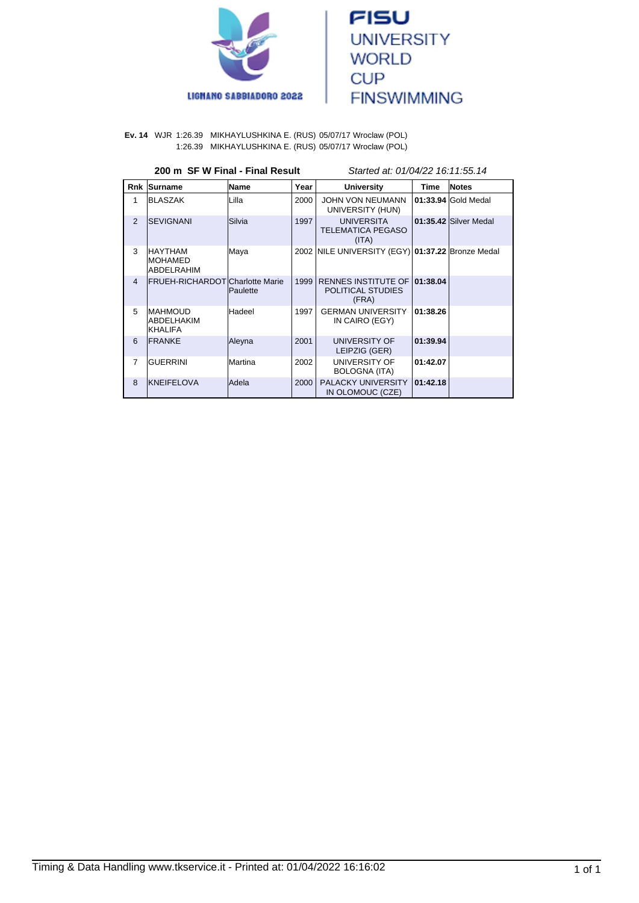LIGNANO SABBIADORO 2022

FISU UNIVERSITY WORLD CUP FINSWIMMING

**Ev. 14** WJR 1:26.39 MIKHAYLUSHKINA E. (RUS) 05/07/17 Wroclaw (POL)
1:26.39 MIKHAYLUSHKINA E. (RUS) 05/07/17 Wroclaw (POL)

**200 m SF W Final - Final Result** *Started at: 01/04/22 16:11:55.14*

| Rnk | Surname | Name | Year | University | Time | Notes |
|---|---|---|---|---|---|---|
| 1 | BLASZAK | Lilla | 2000 | JOHN VON NEUMANN UNIVERSITY (HUN) | **01:33.94** | Gold Medal |
| 2 | SEVIGNANI | Silvia | 1997 | UNIVERSITA TELEMATICA PEGASO (ITA) | **01:35.42** | Silver Medal |
| 3 | HAYTHAM MOHAMED ABDELRAHIM | Maya | 2002 | NILE UNIVERSITY (EGY) | **01:37.22** | Bronze Medal |
| 4 | FRUEH-RICHARDOT | Charlotte Marie Paulette | 1999 | RENNES INSTITUTE OF POLITICAL STUDIES (FRA) | **01:38.04** | |
| 5 | MAHMOUD ABDELHAKIM KHALIFA | Hadeel | 1997 | GERMAN UNIVERSITY IN CAIRO (EGY) | **01:38.26** | |
| 6 | FRANKE | Aleyna | 2001 | UNIVERSITY OF LEIPZIG (GER) | **01:39.94** | |
| 7 | GUERRINI | Martina | 2002 | UNIVERSITY OF BOLOGNA (ITA) | **01:42.07** | |
| 8 | KNEIFELOVA | Adela | 2000 | PALACKY UNIVERSITY IN OLOMOUC (CZE) | **01:42.18** | |

Timing & Data Handling www.tkservice.it - Printed at: 01/04/2022 16:16:02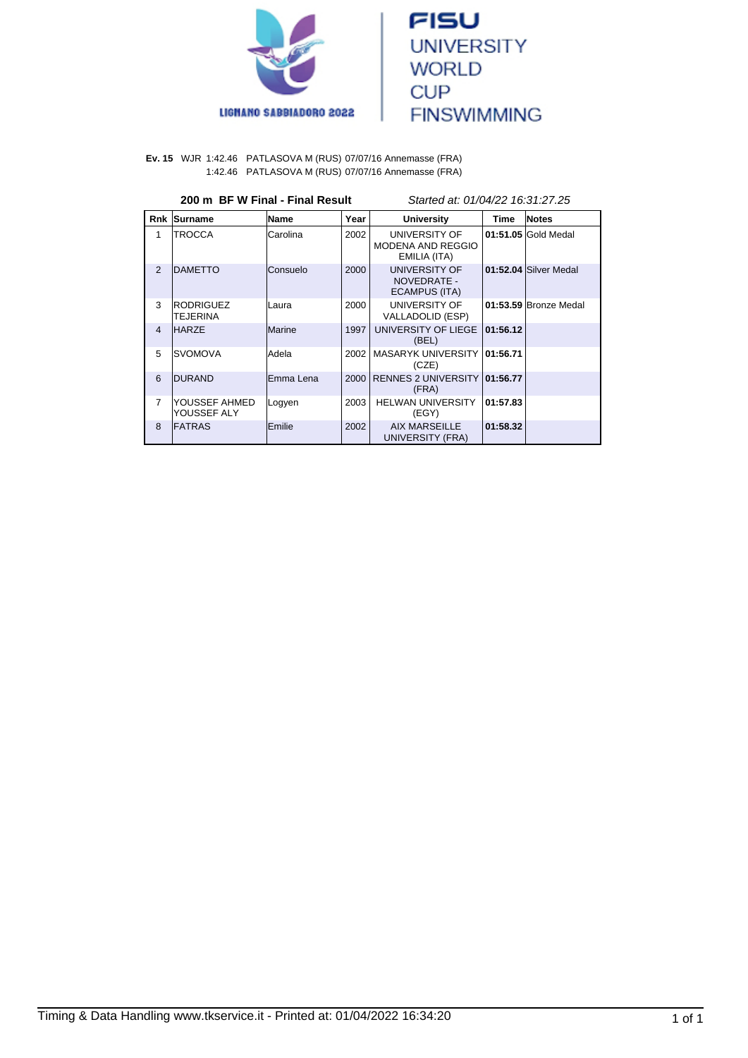LIGNANO SABBIADORO 2022

FISU UNIVERSITY WORLD CUP FINSWIMMING

**Ev. 15** WJR 1:42.46 PATLASOVA M (RUS) 07/07/16 Annemasse (FRA)
1:42.46 PATLASOVA M (RUS) 07/07/16 Annemasse (FRA)

**200 m BF W Final - Final Result** *Started at: 01/04/22 16:31:27.25*

| Rnk | Surname | Name | Year | University | Time | Notes |
|---|---|---|---|---|---|---|
| 1 | TROCCA | Carolina | 2002 | UNIVERSITY OF MODENA AND REGGIO EMILIA (ITA) | **01:51.05** | Gold Medal |
| 2 | DAMETTO | Consuelo | 2000 | UNIVERSITY OF NOVEDRATE - ECAMPUS (ITA) | **01:52.04** | Silver Medal |
| 3 | RODRIGUEZ TEJERINA | Laura | 2000 | UNIVERSITY OF VALLADOLID (ESP) | **01:53.59** | Bronze Medal |
| 4 | HARZE | Marine | 1997 | UNIVERSITY OF LIEGE (BEL) | **01:56.12** | |
| 5 | SVOMOVA | Adela | 2002 | MASARYK UNIVERSITY (CZE) | **01:56.71** | |
| 6 | DURAND | Emma Lena | 2000 | RENNES 2 UNIVERSITY (FRA) | **01:56.77** | |
| 7 | YOUSSEF AHMED YOUSSEF ALY | Logyen | 2003 | HELWAN UNIVERSITY (EGY) | **01:57.83** | |
| 8 | FATRAS | Emilie | 2002 | AIX MARSEILLE UNIVERSITY (FRA) | **01:58.32** | |

Timing & Data Handling www.tkservice.it - Printed at: 01/04/2022 16:34:20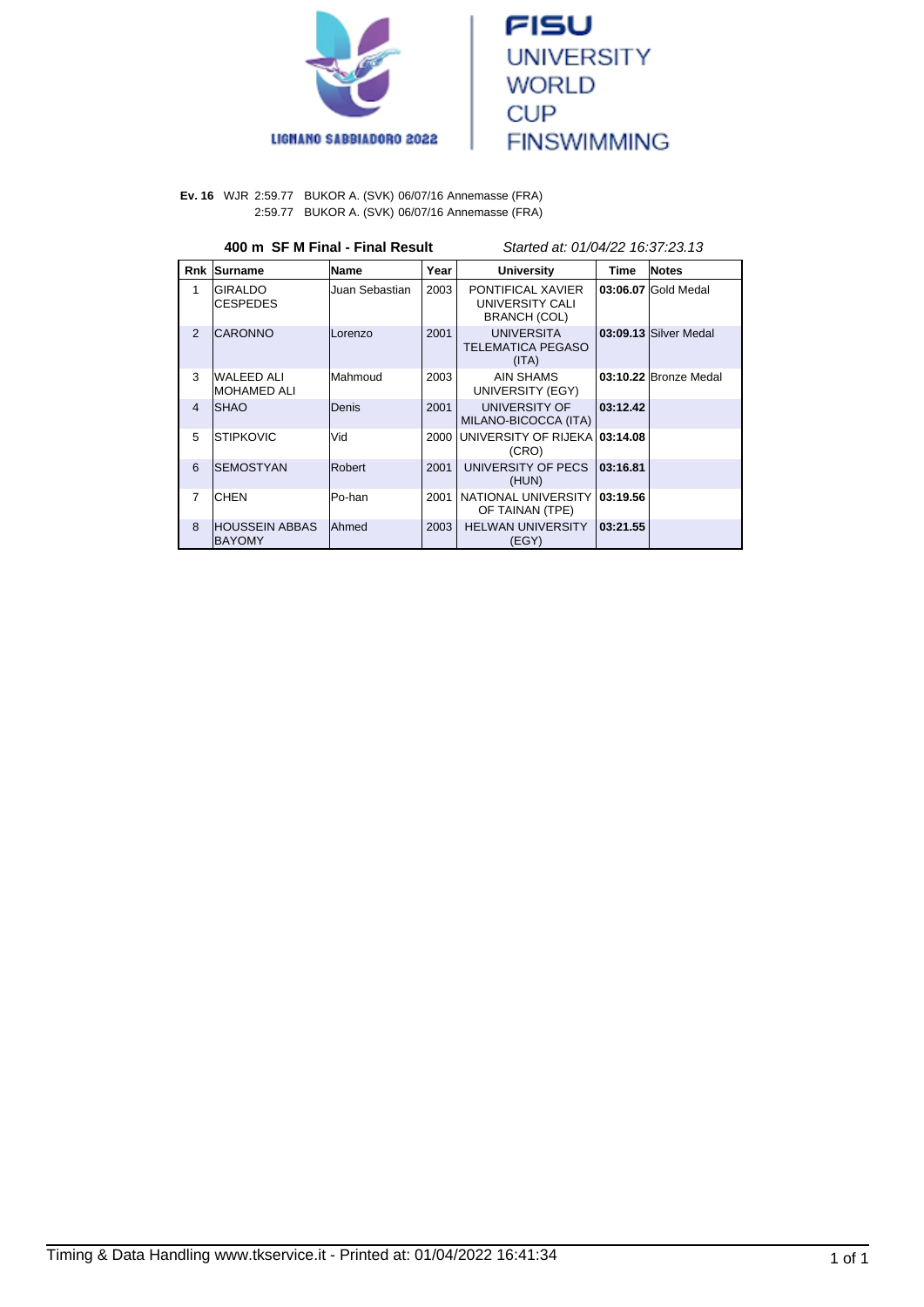LIGNANO SABBIADORO 2022

FISU UNIVERSITY WORLD CUP FINSWIMMING

**Ev. 16** WJR 2:59.77 BUKOR A. (SVK) 06/07/16 Annemasse (FRA)
2:59.77 BUKOR A. (SVK) 06/07/16 Annemasse (FRA)

**400 m SF M Final - Final Result** *Started at: 01/04/22 16:37:23.13*

| Rnk | Surname | Name | Year | University | Time | Notes |
|---|---|---|---|---|---|---|
| 1 | GIRALDO CESPEDES | Juan Sebastian | 2003 | PONTIFICAL XAVIER UNIVERSITY CALI BRANCH (COL) | **03:06.07** | Gold Medal |
| 2 | CARONNO | Lorenzo | 2001 | UNIVERSITA TELEMATICA PEGASO (ITA) | **03:09.13** | Silver Medal |
| 3 | WALEED ALI MOHAMED ALI | Mahmoud | 2003 | AIN SHAMS UNIVERSITY (EGY) | **03:10.22** | Bronze Medal |
| 4 | SHAO | Denis | 2001 | UNIVERSITY OF MILANO-BICOCCA (ITA) | **03:12.42** | |
| 5 | STIPKOVIC | Vid | 2000 | UNIVERSITY OF RIJEKA (CRO) | **03:14.08** | |
| 6 | SEMOSTYAN | Robert | 2001 | UNIVERSITY OF PECS (HUN) | **03:16.81** | |
| 7 | CHEN | Po-han | 2001 | NATIONAL UNIVERSITY OF TAINAN (TPE) | **03:19.56** | |
| 8 | HOUSSEIN ABBAS BAYOMY | Ahmed | 2003 | HELWAN UNIVERSITY (EGY) | **03:21.55** | |

Timing & Data Handling www.tkservice.it - Printed at: 01/04/2022 16:41:34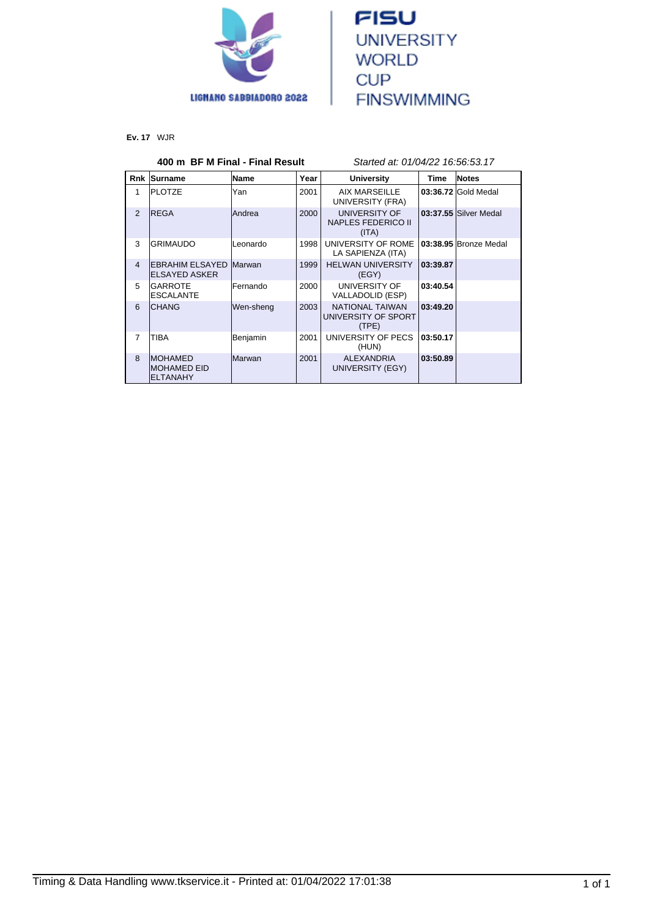LIGNANO SABBIADORO 2022

FISU UNIVERSITY WORLD CUP FINSWIMMING

**Ev. 17** WJR

**400 m BF M Final - Final Result** *Started at: 01/04/22 16:56:53.17*

| Rnk | Surname | Name | Year | University | Time | Notes |
|---|---|---|---|---|---|---|
| 1 | PLOTZE | Yan | 2001 | AIX MARSEILLE UNIVERSITY (FRA) | **03:36.72** | Gold Medal |
| 2 | REGA | Andrea | 2000 | UNIVERSITY OF NAPLES FEDERICO II (ITA) | **03:37.55** | Silver Medal |
| 3 | GRIMAUDO | Leonardo | 1998 | UNIVERSITY OF ROME LA SAPIENZA (ITA) | **03:38.95** | Bronze Medal |
| 4 | EBRAHIM ELSAYED ELSAYED ASKER | Marwan | 1999 | HELWAN UNIVERSITY (EGY) | **03:39.87** | |
| 5 | GARROTE ESCALANTE | Fernando | 2000 | UNIVERSITY OF VALLADOLID (ESP) | **03:40.54** | |
| 6 | CHANG | Wen-sheng | 2003 | NATIONAL TAIWAN UNIVERSITY OF SPORT (TPE) | **03:49.20** | |
| 7 | TIBA | Benjamin | 2001 | UNIVERSITY OF PECS (HUN) | **03:50.17** | |
| 8 | MOHAMED MOHAMED EID ELTANAHY | Marwan | 2001 | ALEXANDRIA UNIVERSITY (EGY) | **03:50.89** | |

Timing & Data Handling www.tkservice.it - Printed at: 01/04/2022 17:01:38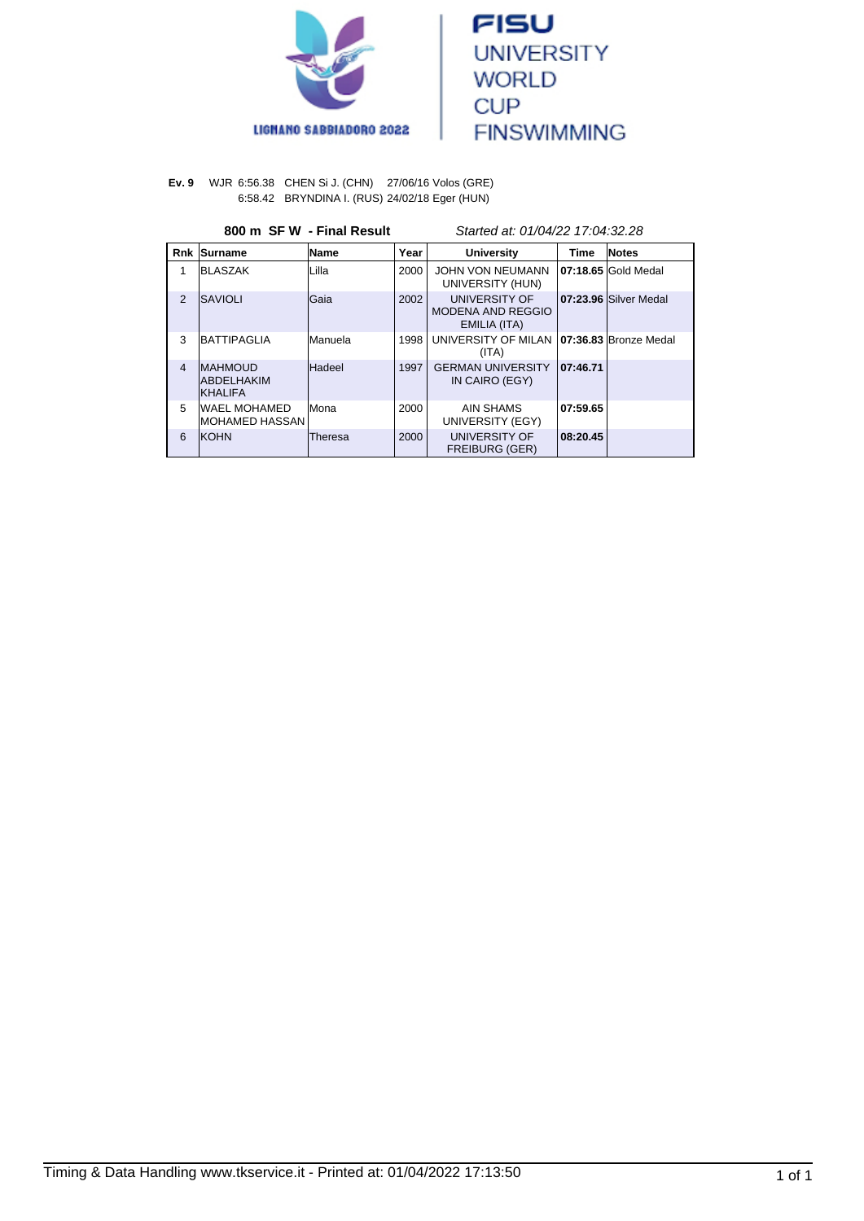LIGNANO SABBIADORO 2022

FISU UNIVERSITY WORLD CUP FINSWIMMING

**Ev. 9** WJR 6:56.38 CHEN Si J. (CHN) 27/06/16 Volos (GRE)
6:58.42 BRYNDINA I. (RUS) 24/02/18 Eger (HUN)

**800 m SF W - Final Result** *Started at: 01/04/22 17:04:32.28*

| Rnk | Surname | Name | Year | University | Time | Notes |
|---|---|---|---|---|---|---|
| 1 | BLASZAK | Lilla | 2000 | JOHN VON NEUMANN UNIVERSITY (HUN) | **07:18.65** | Gold Medal |
| 2 | SAVIOLI | Gaia | 2002 | UNIVERSITY OF MODENA AND REGGIO EMILIA (ITA) | **07:23.96** | Silver Medal |
| 3 | BATTIPAGLIA | Manuela | 1998 | UNIVERSITY OF MILAN (ITA) | **07:36.83** | Bronze Medal |
| 4 | MAHMOUD ABDELHAKIM KHALIFA | Hadeel | 1997 | GERMAN UNIVERSITY IN CAIRO (EGY) | **07:46.71** | |
| 5 | WAEL MOHAMED MOHAMED HASSAN | Mona | 2000 | AIN SHAMS UNIVERSITY (EGY) | **07:59.65** | |
| 6 | KOHN | Theresa | 2000 | UNIVERSITY OF FREIBURG (GER) | **08:20.45** | |

Timing & Data Handling www.tkservice.it - Printed at: 01/04/2022 17:13:50